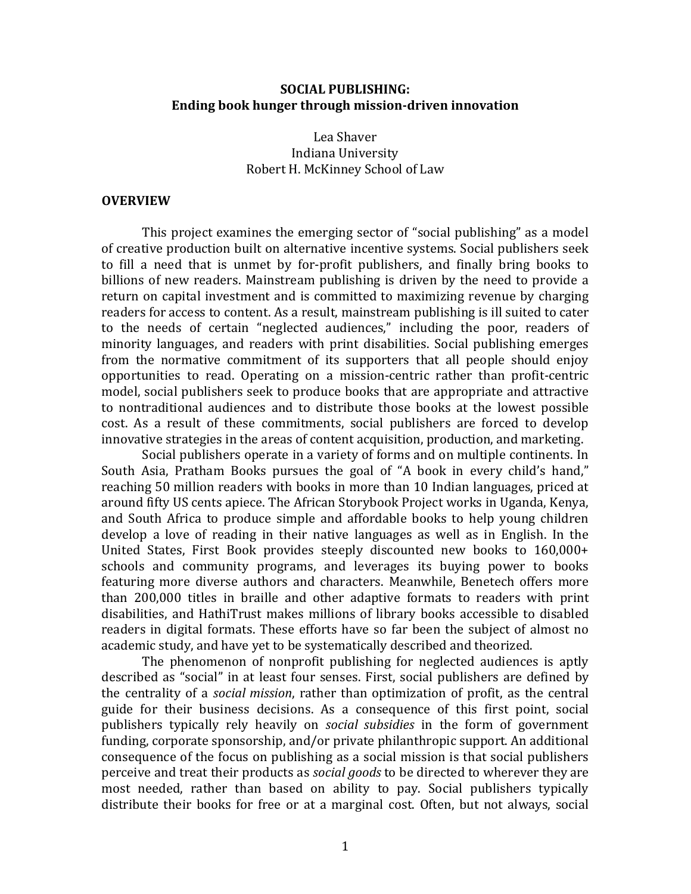# SOCIAL PUBLISHING:
## Ending book hunger through mission-driven innovation

Lea Shaver
Indiana University
Robert H. McKinney School of Law

## OVERVIEW

This project examines the emerging sector of "social publishing" as a model of creative production built on alternative incentive systems. Social publishers seek to fill a need that is unmet by for-profit publishers, and finally bring books to billions of new readers. Mainstream publishing is driven by the need to provide a return on capital investment and is committed to maximizing revenue by charging readers for access to content. As a result, mainstream publishing is ill suited to cater to the needs of certain "neglected audiences," including the poor, readers of minority languages, and readers with print disabilities. Social publishing emerges from the normative commitment of its supporters that all people should enjoy opportunities to read. Operating on a mission-centric rather than profit-centric model, social publishers seek to produce books that are appropriate and attractive to nontraditional audiences and to distribute those books at the lowest possible cost. As a result of these commitments, social publishers are forced to develop innovative strategies in the areas of content acquisition, production, and marketing.

Social publishers operate in a variety of forms and on multiple continents. In South Asia, Pratham Books pursues the goal of "A book in every child's hand," reaching 50 million readers with books in more than 10 Indian languages, priced at around fifty US cents apiece. The African Storybook Project works in Uganda, Kenya, and South Africa to produce simple and affordable books to help young children develop a love of reading in their native languages as well as in English. In the United States, First Book provides steeply discounted new books to 160,000+ schools and community programs, and leverages its buying power to books featuring more diverse authors and characters. Meanwhile, Benetech offers more than 200,000 titles in braille and other adaptive formats to readers with print disabilities, and HathiTrust makes millions of library books accessible to disabled readers in digital formats. These efforts have so far been the subject of almost no academic study, and have yet to be systematically described and theorized.

The phenomenon of nonprofit publishing for neglected audiences is aptly described as "social" in at least four senses. First, social publishers are defined by the centrality of a *social mission*, rather than optimization of profit, as the central guide for their business decisions. As a consequence of this first point, social publishers typically rely heavily on *social subsidies* in the form of government funding, corporate sponsorship, and/or private philanthropic support. An additional consequence of the focus on publishing as a social mission is that social publishers perceive and treat their products as *social goods* to be directed to wherever they are most needed, rather than based on ability to pay. Social publishers typically distribute their books for free or at a marginal cost. Often, but not always, social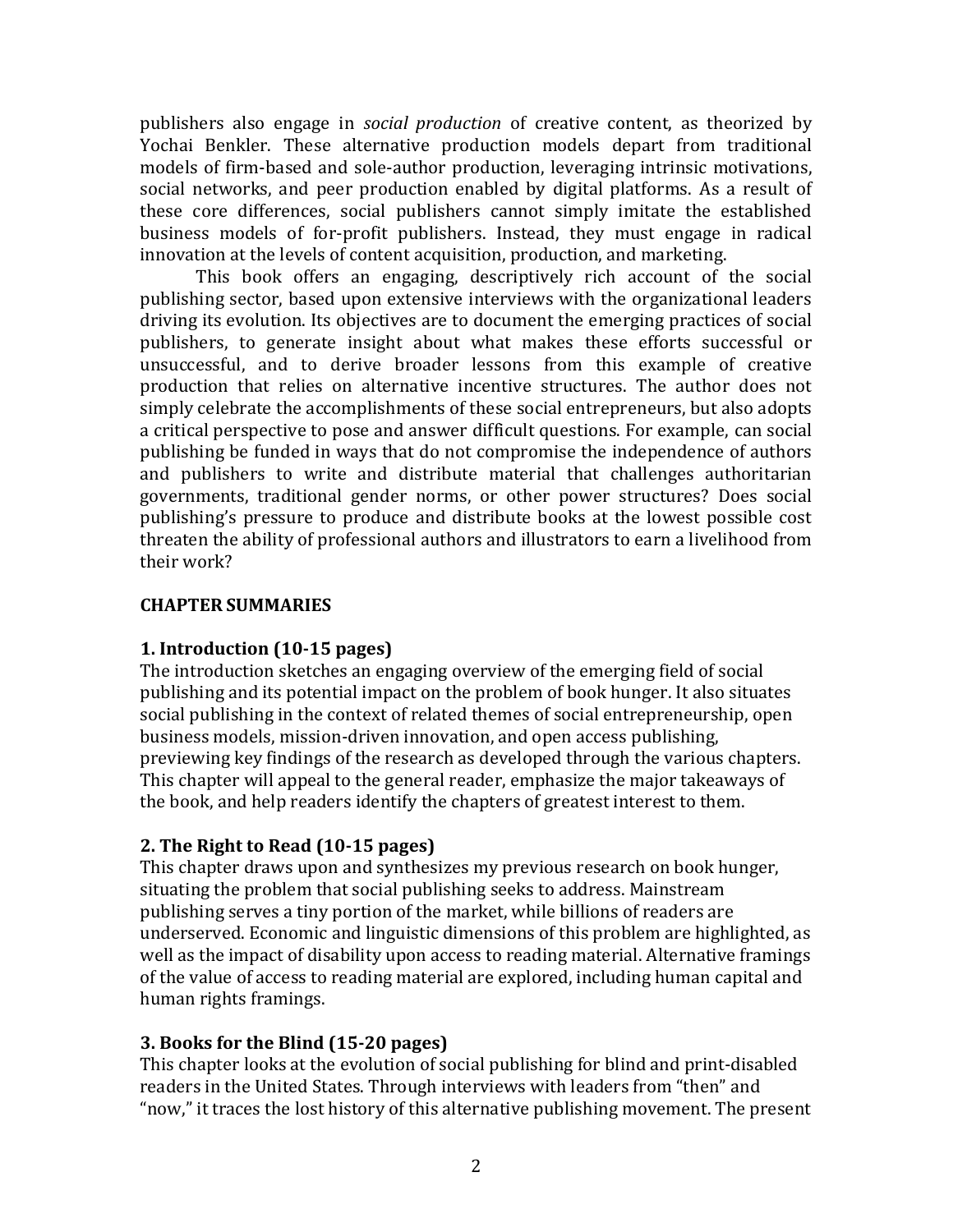publishers also engage in *social production* of creative content, as theorized by Yochai Benkler. These alternative production models depart from traditional models of firm-based and sole-author production, leveraging intrinsic motivations, social networks, and peer production enabled by digital platforms. As a result of these core differences, social publishers cannot simply imitate the established business models of for-profit publishers. Instead, they must engage in radical innovation at the levels of content acquisition, production, and marketing.

This book offers an engaging, descriptively rich account of the social publishing sector, based upon extensive interviews with the organizational leaders driving its evolution. Its objectives are to document the emerging practices of social publishers, to generate insight about what makes these efforts successful or unsuccessful, and to derive broader lessons from this example of creative production that relies on alternative incentive structures. The author does not simply celebrate the accomplishments of these social entrepreneurs, but also adopts a critical perspective to pose and answer difficult questions. For example, can social publishing be funded in ways that do not compromise the independence of authors and publishers to write and distribute material that challenges authoritarian governments, traditional gender norms, or other power structures? Does social publishing's pressure to produce and distribute books at the lowest possible cost threaten the ability of professional authors and illustrators to earn a livelihood from their work?

## CHAPTER SUMMARIES

### 1. Introduction (10-15 pages)

The introduction sketches an engaging overview of the emerging field of social publishing and its potential impact on the problem of book hunger. It also situates social publishing in the context of related themes of social entrepreneurship, open business models, mission-driven innovation, and open access publishing, previewing key findings of the research as developed through the various chapters. This chapter will appeal to the general reader, emphasize the major takeaways of the book, and help readers identify the chapters of greatest interest to them.

### 2. The Right to Read (10-15 pages)

This chapter draws upon and synthesizes my previous research on book hunger, situating the problem that social publishing seeks to address. Mainstream publishing serves a tiny portion of the market, while billions of readers are underserved. Economic and linguistic dimensions of this problem are highlighted, as well as the impact of disability upon access to reading material. Alternative framings of the value of access to reading material are explored, including human capital and human rights framings.

### 3. Books for the Blind (15-20 pages)

This chapter looks at the evolution of social publishing for blind and print-disabled readers in the United States. Through interviews with leaders from "then" and "now," it traces the lost history of this alternative publishing movement. The present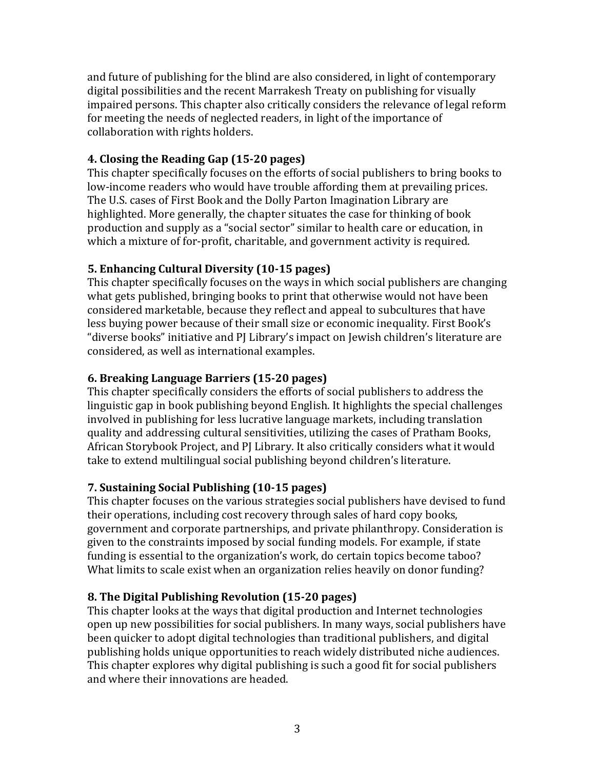and future of publishing for the blind are also considered, in light of contemporary digital possibilities and the recent Marrakesh Treaty on publishing for visually impaired persons. This chapter also critically considers the relevance of legal reform for meeting the needs of neglected readers, in light of the importance of collaboration with rights holders.

**4. Closing the Reading Gap (15-20 pages)**

This chapter specifically focuses on the efforts of social publishers to bring books to low-income readers who would have trouble affording them at prevailing prices. The U.S. cases of First Book and the Dolly Parton Imagination Library are highlighted. More generally, the chapter situates the case for thinking of book production and supply as a "social sector" similar to health care or education, in which a mixture of for-profit, charitable, and government activity is required.

**5. Enhancing Cultural Diversity (10-15 pages)**

This chapter specifically focuses on the ways in which social publishers are changing what gets published, bringing books to print that otherwise would not have been considered marketable, because they reflect and appeal to subcultures that have less buying power because of their small size or economic inequality. First Book's "diverse books" initiative and PJ Library's impact on Jewish children's literature are considered, as well as international examples.

**6. Breaking Language Barriers (15-20 pages)**

This chapter specifically considers the efforts of social publishers to address the linguistic gap in book publishing beyond English. It highlights the special challenges involved in publishing for less lucrative language markets, including translation quality and addressing cultural sensitivities, utilizing the cases of Pratham Books, African Storybook Project, and PJ Library. It also critically considers what it would take to extend multilingual social publishing beyond children's literature.

**7. Sustaining Social Publishing (10-15 pages)**

This chapter focuses on the various strategies social publishers have devised to fund their operations, including cost recovery through sales of hard copy books, government and corporate partnerships, and private philanthropy. Consideration is given to the constraints imposed by social funding models. For example, if state funding is essential to the organization's work, do certain topics become taboo? What limits to scale exist when an organization relies heavily on donor funding?

**8. The Digital Publishing Revolution (15-20 pages)**

This chapter looks at the ways that digital production and Internet technologies open up new possibilities for social publishers. In many ways, social publishers have been quicker to adopt digital technologies than traditional publishers, and digital publishing holds unique opportunities to reach widely distributed niche audiences. This chapter explores why digital publishing is such a good fit for social publishers and where their innovations are headed.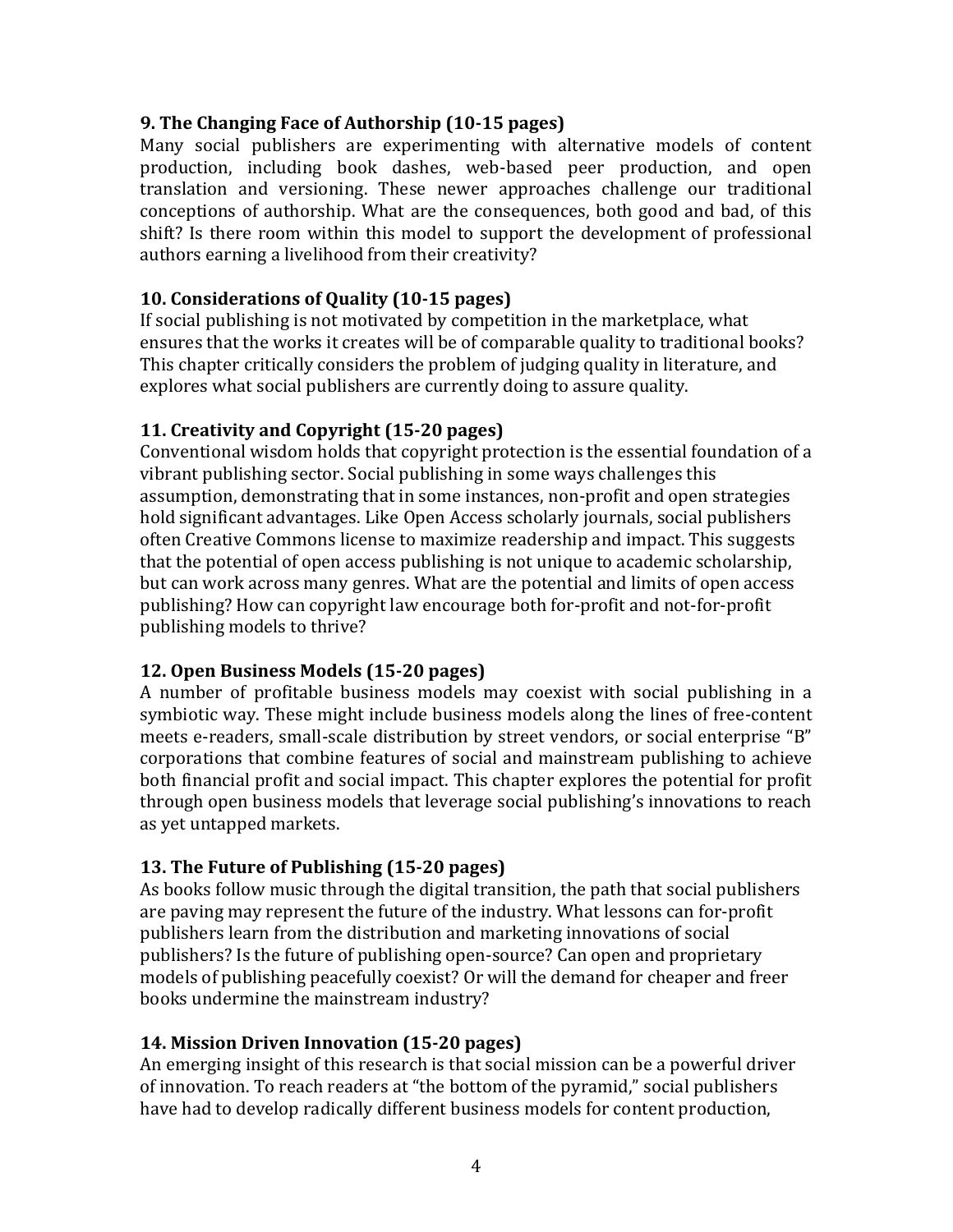**9. The Changing Face of Authorship (10-15 pages)**
Many social publishers are experimenting with alternative models of content production, including book dashes, web-based peer production, and open translation and versioning. These newer approaches challenge our traditional conceptions of authorship. What are the consequences, both good and bad, of this shift? Is there room within this model to support the development of professional authors earning a livelihood from their creativity?

**10. Considerations of Quality (10-15 pages)**
If social publishing is not motivated by competition in the marketplace, what ensures that the works it creates will be of comparable quality to traditional books? This chapter critically considers the problem of judging quality in literature, and explores what social publishers are currently doing to assure quality.

**11. Creativity and Copyright (15-20 pages)**
Conventional wisdom holds that copyright protection is the essential foundation of a vibrant publishing sector. Social publishing in some ways challenges this assumption, demonstrating that in some instances, non-profit and open strategies hold significant advantages. Like Open Access scholarly journals, social publishers often Creative Commons license to maximize readership and impact. This suggests that the potential of open access publishing is not unique to academic scholarship, but can work across many genres. What are the potential and limits of open access publishing? How can copyright law encourage both for-profit and not-for-profit publishing models to thrive?

**12. Open Business Models (15-20 pages)**
A number of profitable business models may coexist with social publishing in a symbiotic way. These might include business models along the lines of free-content meets e-readers, small-scale distribution by street vendors, or social enterprise "B" corporations that combine features of social and mainstream publishing to achieve both financial profit and social impact. This chapter explores the potential for profit through open business models that leverage social publishing's innovations to reach as yet untapped markets.

**13. The Future of Publishing (15-20 pages)**
As books follow music through the digital transition, the path that social publishers are paving may represent the future of the industry. What lessons can for-profit publishers learn from the distribution and marketing innovations of social publishers? Is the future of publishing open-source? Can open and proprietary models of publishing peacefully coexist? Or will the demand for cheaper and freer books undermine the mainstream industry?

**14. Mission Driven Innovation (15-20 pages)**
An emerging insight of this research is that social mission can be a powerful driver of innovation. To reach readers at "the bottom of the pyramid," social publishers have had to develop radically different business models for content production,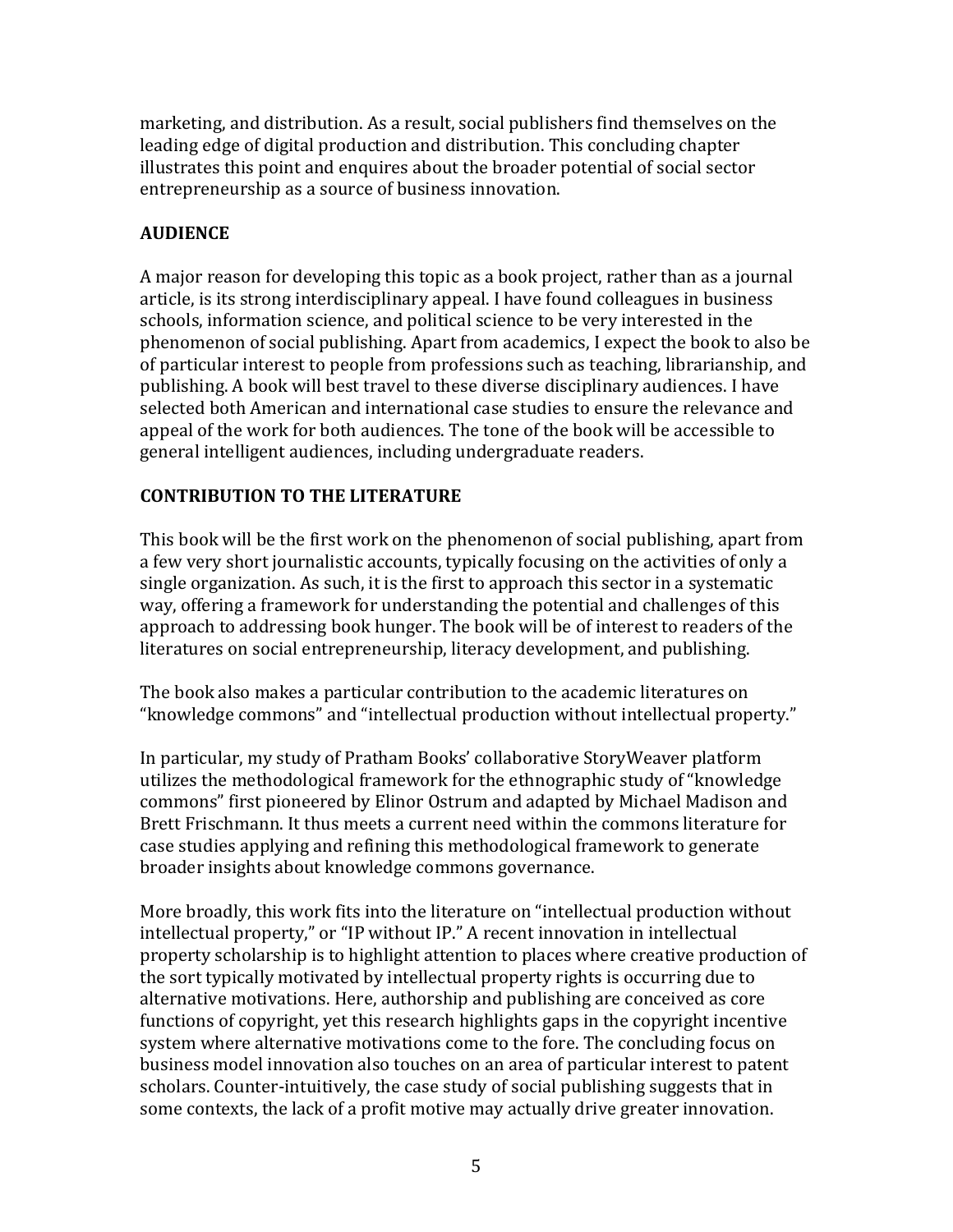marketing, and distribution. As a result, social publishers find themselves on the leading edge of digital production and distribution. This concluding chapter illustrates this point and enquires about the broader potential of social sector entrepreneurship as a source of business innovation.

## AUDIENCE

A major reason for developing this topic as a book project, rather than as a journal article, is its strong interdisciplinary appeal. I have found colleagues in business schools, information science, and political science to be very interested in the phenomenon of social publishing. Apart from academics, I expect the book to also be of particular interest to people from professions such as teaching, librarianship, and publishing. A book will best travel to these diverse disciplinary audiences. I have selected both American and international case studies to ensure the relevance and appeal of the work for both audiences. The tone of the book will be accessible to general intelligent audiences, including undergraduate readers.

## CONTRIBUTION TO THE LITERATURE

This book will be the first work on the phenomenon of social publishing, apart from a few very short journalistic accounts, typically focusing on the activities of only a single organization. As such, it is the first to approach this sector in a systematic way, offering a framework for understanding the potential and challenges of this approach to addressing book hunger. The book will be of interest to readers of the literatures on social entrepreneurship, literacy development, and publishing.

The book also makes a particular contribution to the academic literatures on "knowledge commons" and "intellectual production without intellectual property."

In particular, my study of Pratham Books' collaborative StoryWeaver platform utilizes the methodological framework for the ethnographic study of "knowledge commons" first pioneered by Elinor Ostrum and adapted by Michael Madison and Brett Frischmann. It thus meets a current need within the commons literature for case studies applying and refining this methodological framework to generate broader insights about knowledge commons governance.

More broadly, this work fits into the literature on "intellectual production without intellectual property," or "IP without IP." A recent innovation in intellectual property scholarship is to highlight attention to places where creative production of the sort typically motivated by intellectual property rights is occurring due to alternative motivations. Here, authorship and publishing are conceived as core functions of copyright, yet this research highlights gaps in the copyright incentive system where alternative motivations come to the fore. The concluding focus on business model innovation also touches on an area of particular interest to patent scholars. Counter-intuitively, the case study of social publishing suggests that in some contexts, the lack of a profit motive may actually drive greater innovation.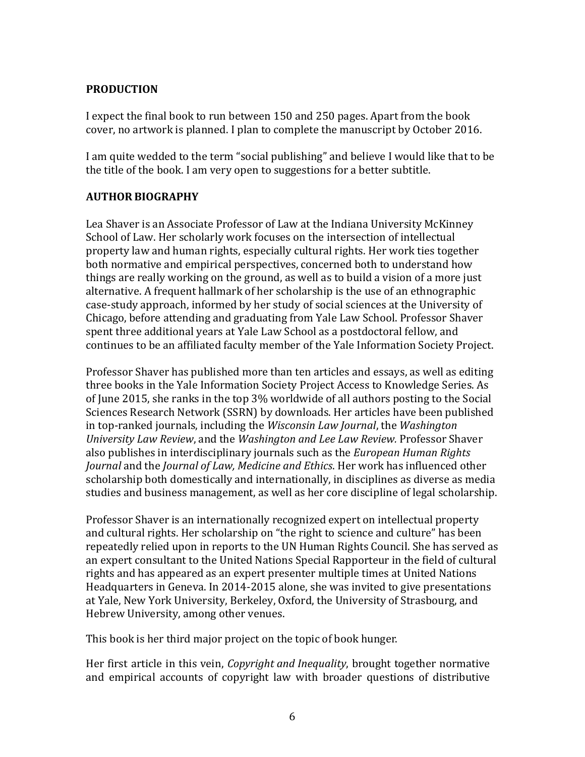**PRODUCTION**

I expect the final book to run between 150 and 250 pages. Apart from the book cover, no artwork is planned. I plan to complete the manuscript by October 2016.

I am quite wedded to the term "social publishing" and believe I would like that to be the title of the book. I am very open to suggestions for a better subtitle.

**AUTHOR BIOGRAPHY**

Lea Shaver is an Associate Professor of Law at the Indiana University McKinney School of Law. Her scholarly work focuses on the intersection of intellectual property law and human rights, especially cultural rights. Her work ties together both normative and empirical perspectives, concerned both to understand how things are really working on the ground, as well as to build a vision of a more just alternative. A frequent hallmark of her scholarship is the use of an ethnographic case-study approach, informed by her study of social sciences at the University of Chicago, before attending and graduating from Yale Law School. Professor Shaver spent three additional years at Yale Law School as a postdoctoral fellow, and continues to be an affiliated faculty member of the Yale Information Society Project.

Professor Shaver has published more than ten articles and essays, as well as editing three books in the Yale Information Society Project Access to Knowledge Series. As of June 2015, she ranks in the top 3% worldwide of all authors posting to the Social Sciences Research Network (SSRN) by downloads. Her articles have been published in top-ranked journals, including the *Wisconsin Law Journal*, the *Washington University Law Review*, and the *Washington and Lee Law Review.* Professor Shaver also publishes in interdisciplinary journals such as the *European Human Rights Journal* and the *Journal of Law, Medicine and Ethics*. Her work has influenced other scholarship both domestically and internationally, in disciplines as diverse as media studies and business management, as well as her core discipline of legal scholarship.

Professor Shaver is an internationally recognized expert on intellectual property and cultural rights. Her scholarship on "the right to science and culture" has been repeatedly relied upon in reports to the UN Human Rights Council. She has served as an expert consultant to the United Nations Special Rapporteur in the field of cultural rights and has appeared as an expert presenter multiple times at United Nations Headquarters in Geneva. In 2014-2015 alone, she was invited to give presentations at Yale, New York University, Berkeley, Oxford, the University of Strasbourg, and Hebrew University, among other venues.

This book is her third major project on the topic of book hunger.

Her first article in this vein, *Copyright and Inequality*, brought together normative and empirical accounts of copyright law with broader questions of distributive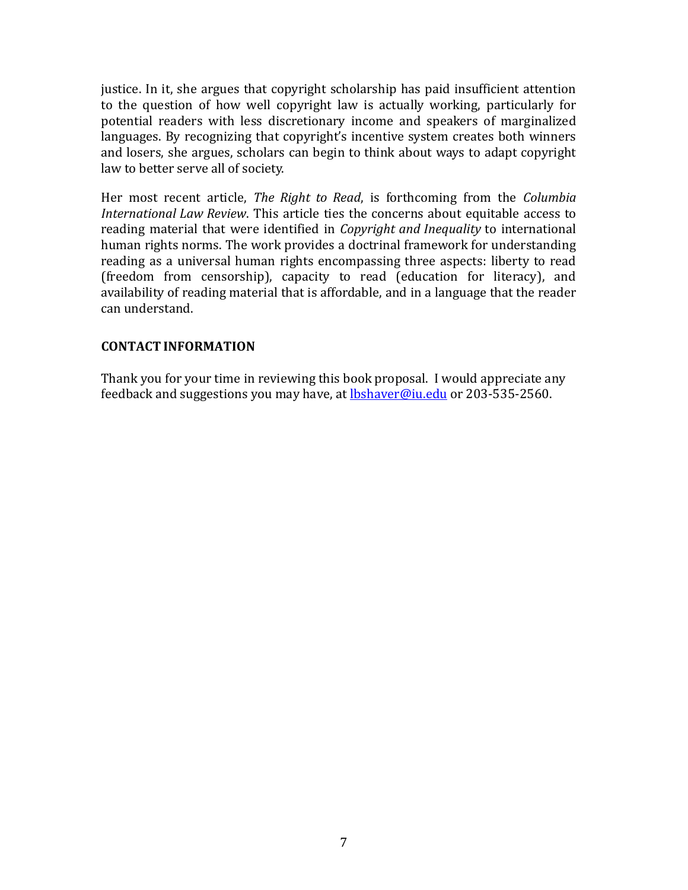justice. In it, she argues that copyright scholarship has paid insufficient attention to the question of how well copyright law is actually working, particularly for potential readers with less discretionary income and speakers of marginalized languages. By recognizing that copyright's incentive system creates both winners and losers, she argues, scholars can begin to think about ways to adapt copyright law to better serve all of society.

Her most recent article, *The Right to Read*, is forthcoming from the *Columbia International Law Review*. This article ties the concerns about equitable access to reading material that were identified in *Copyright and Inequality* to international human rights norms. The work provides a doctrinal framework for understanding reading as a universal human rights encompassing three aspects: liberty to read (freedom from censorship), capacity to read (education for literacy), and availability of reading material that is affordable, and in a language that the reader can understand.

**CONTACT INFORMATION**

Thank you for your time in reviewing this book proposal. I would appreciate any feedback and suggestions you may have, at [lbshaver@iu.edu](mailto:lbshaver@iu.edu) or 203-535-2560.